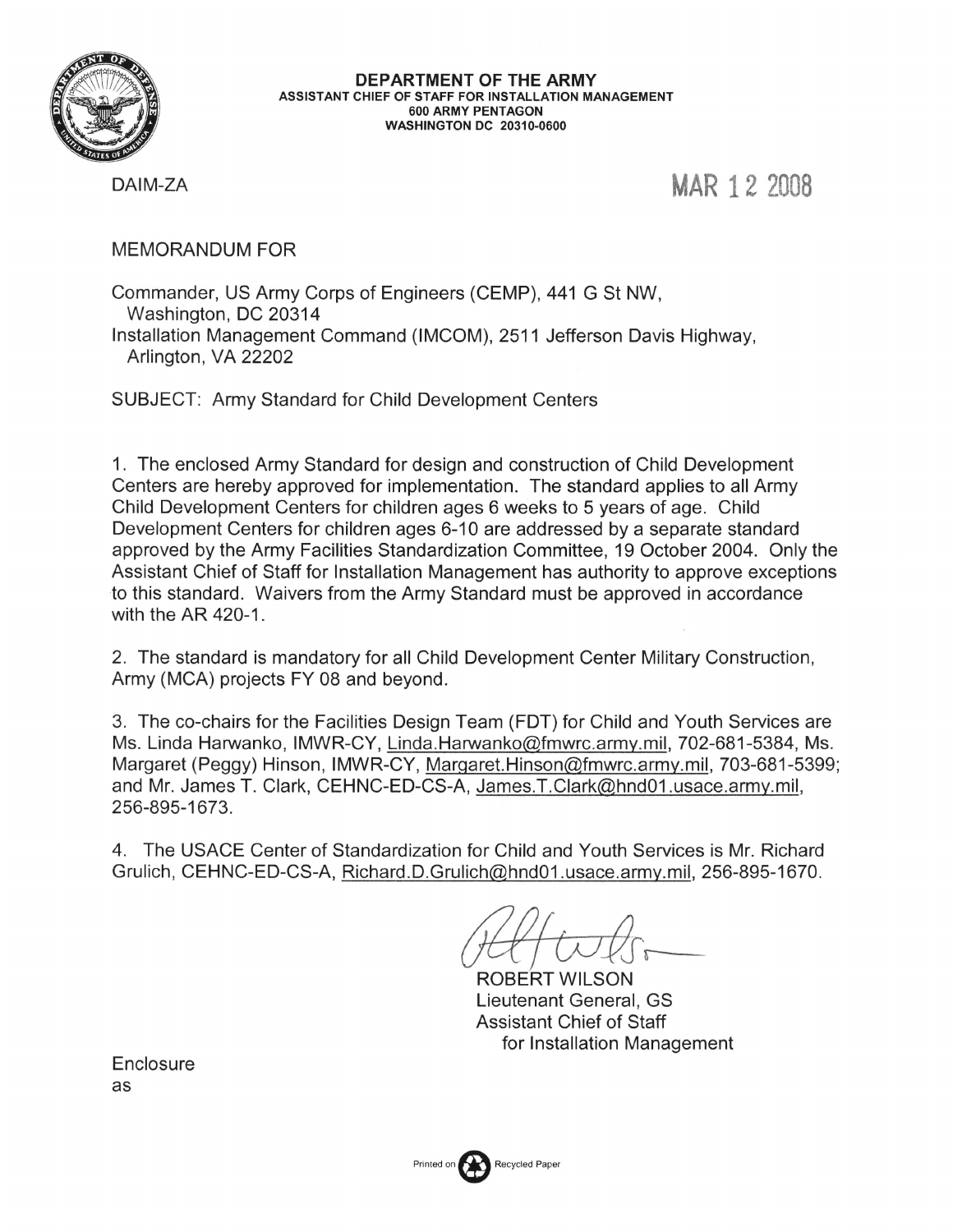**DEPARTMENT OF THE ARMY**
**ASSISTANT CHIEF OF STAFF FOR INSTALLATION MANAGEMENT**
**600 ARMY PENTAGON**
**WASHINGTON DC 20310-0600**

DAIM-ZA

MAR 12 2008

MEMORANDUM FOR

Commander, US Army Corps of Engineers (CEMP), 441 G St NW, Washington, DC 20314
Installation Management Command (IMCOM), 2511 Jefferson Davis Highway, Arlington, VA 22202

SUBJECT: Army Standard for Child Development Centers

1. The enclosed Army Standard for design and construction of Child Development Centers are hereby approved for implementation. The standard applies to all Army Child Development Centers for children ages 6 weeks to 5 years of age. Child Development Centers for children ages 6-10 are addressed by a separate standard approved by the Army Facilities Standardization Committee, 19 October 2004. Only the Assistant Chief of Staff for Installation Management has authority to approve exceptions to this standard. Waivers from the Army Standard must be approved in accordance with the AR 420-1.

2. The standard is mandatory for all Child Development Center Military Construction, Army (MCA) projects FY 08 and beyond.

3. The co-chairs for the Facilities Design Team (FDT) for Child and Youth Services are Ms. Linda Harwanko, IMWR-CY, Linda.Harwanko@fmwrc.army.mil, 702-681-5384, Ms. Margaret (Peggy) Hinson, IMWR-CY, Margaret.Hinson@fmwrc.army.mil, 703-681-5399; and Mr. James T. Clark, CEHNC-ED-CS-A, James.T.Clark@hnd01.usace.army.mil, 256-895-1673.

4. The USACE Center of Standardization for Child and Youth Services is Mr. Richard Grulich, CEHNC-ED-CS-A, Richard.D.Grulich@hnd01.usace.army.mil, 256-895-1670.

ROBERT WILSON
Lieutenant General, GS
Assistant Chief of Staff
for Installation Management

Enclosure
as

Printed on Recycled Paper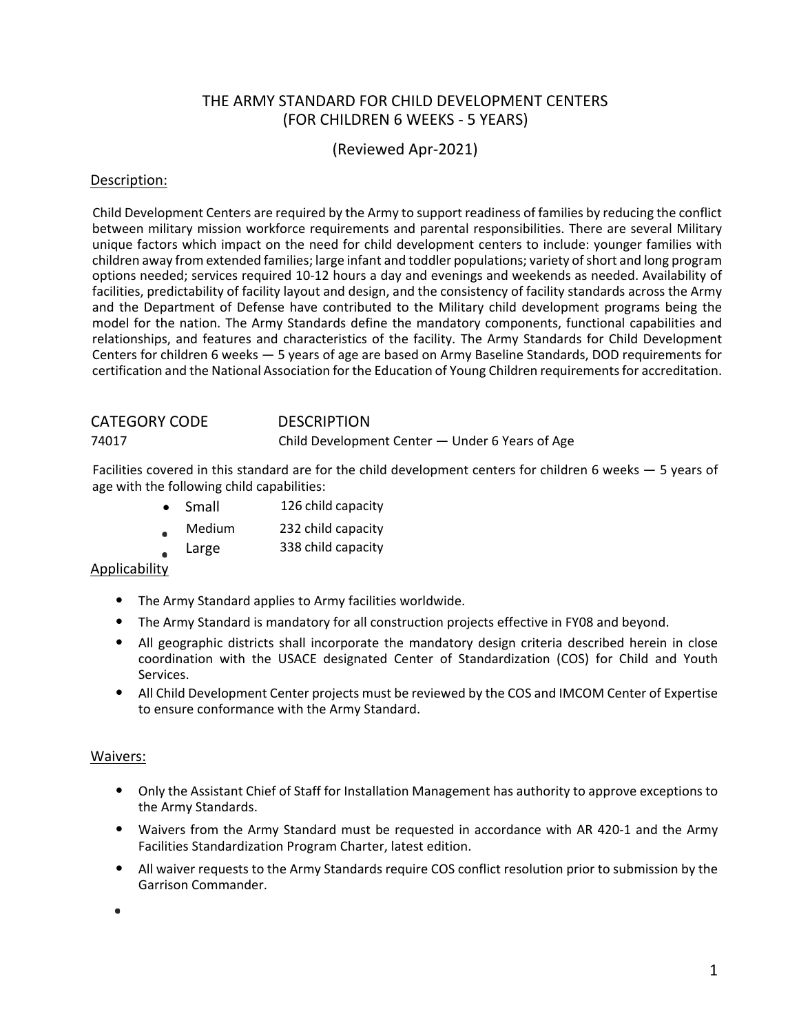# THE ARMY STANDARD FOR CHILD DEVELOPMENT CENTERS (FOR CHILDREN 6 WEEKS - 5 YEARS)

(Reviewed Apr-2021)

## Description:

Child Development Centers are required by the Army to support readiness of families by reducing the conflict between military mission workforce requirements and parental responsibilities. There are several Military unique factors which impact on the need for child development centers to include: younger families with children away from extended families; large infant and toddler populations; variety of short and long program options needed; services required 10-12 hours a day and evenings and weekends as needed. Availability of facilities, predictability of facility layout and design, and the consistency of facility standards across the Army and the Department of Defense have contributed to the Military child development programs being the model for the nation. The Army Standards define the mandatory components, functional capabilities and relationships, and features and characteristics of the facility. The Army Standards for Child Development Centers for children 6 weeks — 5 years of age are based on Army Baseline Standards, DOD requirements for certification and the National Association for the Education of Young Children requirements for accreditation.

| CATEGORY CODE | DESCRIPTION |
|---|---|
| 74017 | Child Development Center — Under 6 Years of Age |

Facilities covered in this standard are for the child development centers for children 6 weeks — 5 years of age with the following child capabilities:

- Small 126 child capacity
- Medium 232 child capacity
- Large 338 child capacity

## Applicability

- The Army Standard applies to Army facilities worldwide.
- The Army Standard is mandatory for all construction projects effective in FY08 and beyond.
- All geographic districts shall incorporate the mandatory design criteria described herein in close coordination with the USACE designated Center of Standardization (COS) for Child and Youth Services.
- All Child Development Center projects must be reviewed by the COS and IMCOM Center of Expertise to ensure conformance with the Army Standard.

## Waivers:

- Only the Assistant Chief of Staff for Installation Management has authority to approve exceptions to the Army Standards.
- Waivers from the Army Standard must be requested in accordance with AR 420-1 and the Army Facilities Standardization Program Charter, latest edition.
- All waiver requests to the Army Standards require COS conflict resolution prior to submission by the Garrison Commander.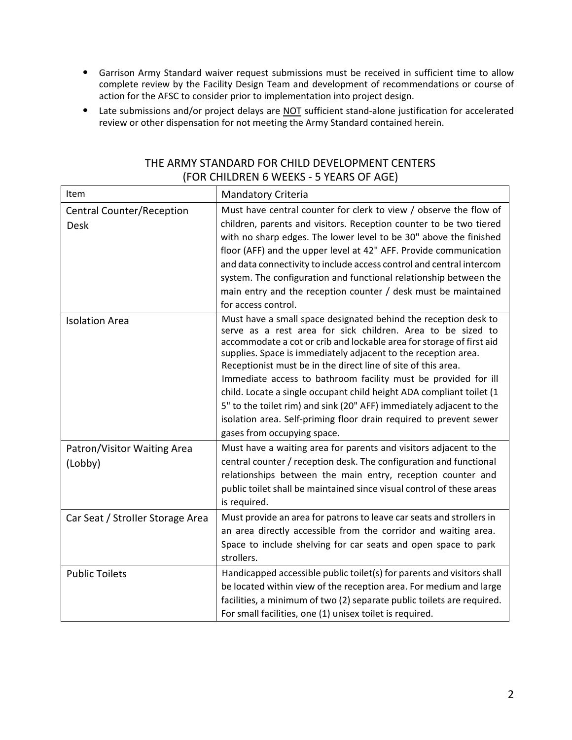- Garrison Army Standard waiver request submissions must be received in sufficient time to allow complete review by the Facility Design Team and development of recommendations or course of action for the AFSC to consider prior to implementation into project design.
- Late submissions and/or project delays are NOT sufficient stand-alone justification for accelerated review or other dispensation for not meeting the Army Standard contained herein.

## THE ARMY STANDARD FOR CHILD DEVELOPMENT CENTERS (FOR CHILDREN 6 WEEKS - 5 YEARS OF AGE)

| Item | Mandatory Criteria |
|---|---|
| Central Counter/Reception Desk | Must have central counter for clerk to view / observe the flow of children, parents and visitors. Reception counter to be two tiered with no sharp edges. The lower level to be 30" above the finished floor (AFF) and the upper level at 42" AFF. Provide communication and data connectivity to include access control and central intercom system. The configuration and functional relationship between the main entry and the reception counter / desk must be maintained for access control. |
| Isolation Area | Must have a small space designated behind the reception desk to serve as a rest area for sick children. Area to be sized to accommodate a cot or crib and lockable area for storage of first aid supplies. Space is immediately adjacent to the reception area. Receptionist must be in the direct line of site of this area. Immediate access to bathroom facility must be provided for ill child. Locate a single occupant child height ADA compliant toilet (1 5" to the toilet rim) and sink (20" AFF) immediately adjacent to the isolation area. Self-priming floor drain required to prevent sewer gases from occupying space. |
| Patron/Visitor Waiting Area (Lobby) | Must have a waiting area for parents and visitors adjacent to the central counter / reception desk. The configuration and functional relationships between the main entry, reception counter and public toilet shall be maintained since visual control of these areas is required. |
| Car Seat / Stroller Storage Area | Must provide an area for patrons to leave car seats and strollers in an area directly accessible from the corridor and waiting area. Space to include shelving for car seats and open space to park strollers. |
| Public Toilets | Handicapped accessible public toilet(s) for parents and visitors shall be located within view of the reception area. For medium and large facilities, a minimum of two (2) separate public toilets are required. For small facilities, one (1) unisex toilet is required. |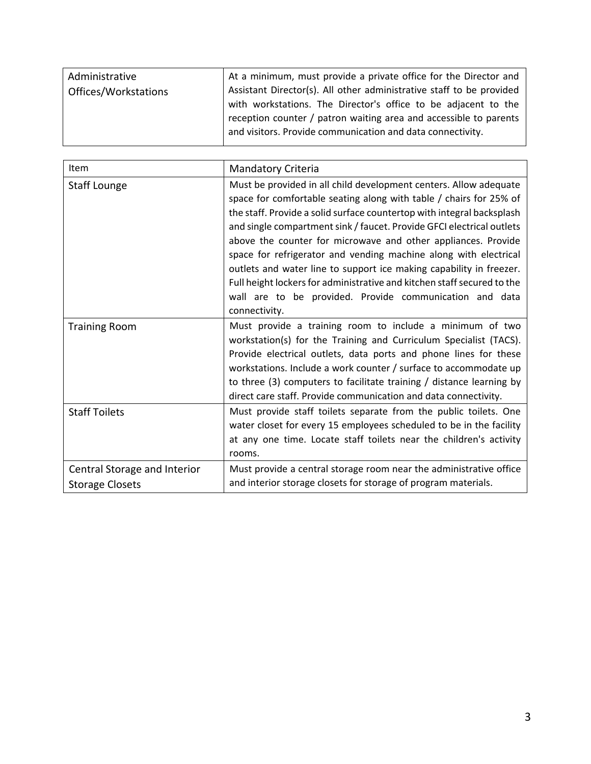| | |
|---|---|
| Administrative Offices/Workstations | At a minimum, must provide a private office for the Director and Assistant Director(s). All other administrative staff to be provided with workstations. The Director's office to be adjacent to the reception counter / patron waiting area and accessible to parents and visitors. Provide communication and data connectivity. |

| Item | Mandatory Criteria |
|---|---|
| Staff Lounge | Must be provided in all child development centers. Allow adequate space for comfortable seating along with table / chairs for 25% of the staff. Provide a solid surface countertop with integral backsplash and single compartment sink / faucet. Provide GFCI electrical outlets above the counter for microwave and other appliances. Provide space for refrigerator and vending machine along with electrical outlets and water line to support ice making capability in freezer. Full height lockers for administrative and kitchen staff secured to the wall are to be provided. Provide communication and data connectivity. |
| Training Room | Must provide a training room to include a minimum of two workstation(s) for the Training and Curriculum Specialist (TACS). Provide electrical outlets, data ports and phone lines for these workstations. Include a work counter / surface to accommodate up to three (3) computers to facilitate training / distance learning by direct care staff. Provide communication and data connectivity. |
| Staff Toilets | Must provide staff toilets separate from the public toilets. One water closet for every 15 employees scheduled to be in the facility at any one time. Locate staff toilets near the children's activity rooms. |
| Central Storage and Interior Storage Closets | Must provide a central storage room near the administrative office and interior storage closets for storage of program materials. |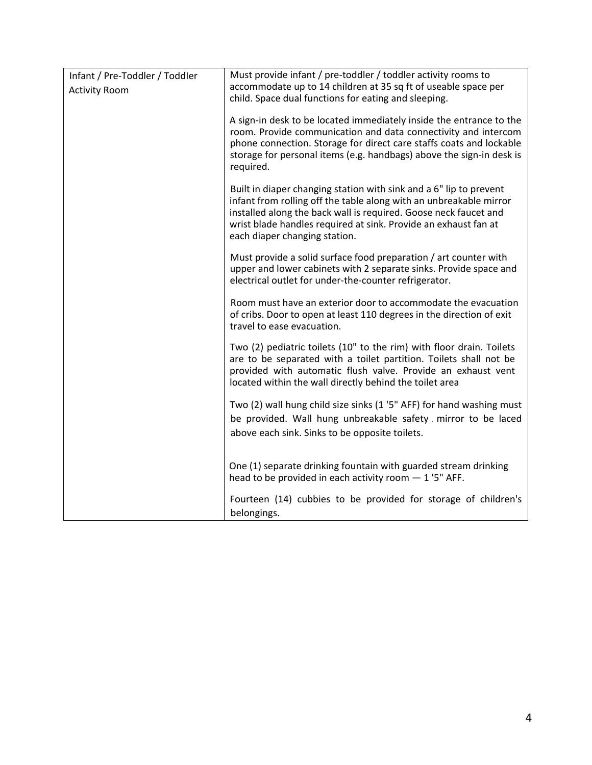| Infant / Pre-Toddler / Toddler Activity Room | Must provide infant / pre-toddler / toddler activity rooms to accommodate up to 14 children at 35 sq ft of useable space per child. Space dual functions for eating and sleeping.<br><br>A sign-in desk to be located immediately inside the entrance to the room. Provide communication and data connectivity and intercom phone connection. Storage for direct care staffs coats and lockable storage for personal items (e.g. handbags) above the sign-in desk is required.<br><br>Built in diaper changing station with sink and a 6" lip to prevent infant from rolling off the table along with an unbreakable mirror installed along the back wall is required. Goose neck faucet and wrist blade handles required at sink. Provide an exhaust fan at each diaper changing station.<br><br>Must provide a solid surface food preparation / art counter with upper and lower cabinets with 2 separate sinks. Provide space and electrical outlet for under-the-counter refrigerator.<br><br>Room must have an exterior door to accommodate the evacuation of cribs. Door to open at least 110 degrees in the direction of exit travel to ease evacuation.<br><br>Two (2) pediatric toilets (10" to the rim) with floor drain. Toilets are to be separated with a toilet partition. Toilets shall not be provided with automatic flush valve. Provide an exhaust vent located within the wall directly behind the toilet area<br><br>Two (2) wall hung child size sinks (1 '5" AFF) for hand washing must be provided. Wall hung unbreakable safety mirror to be laced above each sink. Sinks to be opposite toilets.<br><br>One (1) separate drinking fountain with guarded stream drinking head to be provided in each activity room — 1 '5" AFF.<br><br>Fourteen (14) cubbies to be provided for storage of children's belongings. |
|---|---|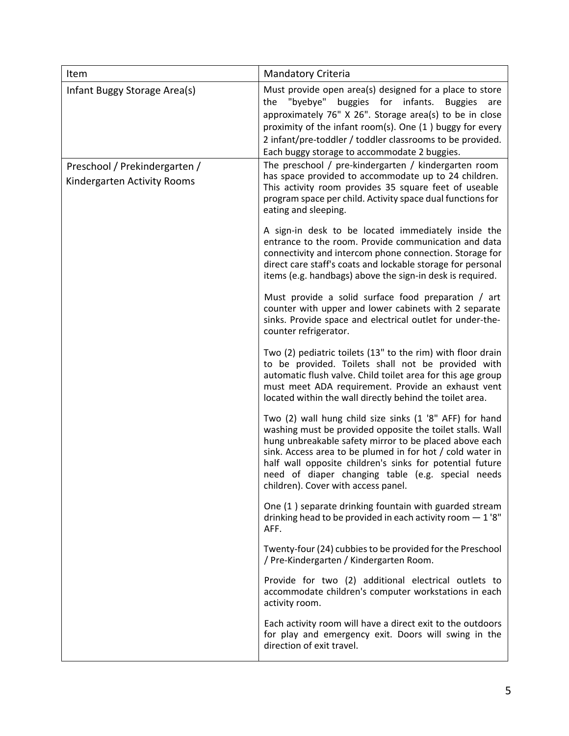| Item | Mandatory Criteria |
|---|---|
| Infant Buggy Storage Area(s) | Must provide open area(s) designed for a place to store the "byebye" buggies for infants. Buggies are approximately 76" X 26". Storage area(s) to be in close proximity of the infant room(s). One (1 ) buggy for every 2 infant/pre-toddler / toddler classrooms to be provided. Each buggy storage to accommodate 2 buggies. |
| Preschool / Prekindergarten / Kindergarten Activity Rooms | The preschool / pre-kindergarten / kindergarten room has space provided to accommodate up to 24 children. This activity room provides 35 square feet of useable program space per child. Activity space dual functions for eating and sleeping.<br><br>A sign-in desk to be located immediately inside the entrance to the room. Provide communication and data connectivity and intercom phone connection. Storage for direct care staff's coats and lockable storage for personal items (e.g. handbags) above the sign-in desk is required.<br><br>Must provide a solid surface food preparation / art counter with upper and lower cabinets with 2 separate sinks. Provide space and electrical outlet for under-the-counter refrigerator.<br><br>Two (2) pediatric toilets (13" to the rim) with floor drain to be provided. Toilets shall not be provided with automatic flush valve. Child toilet area for this age group must meet ADA requirement. Provide an exhaust vent located within the wall directly behind the toilet area.<br><br>Two (2) wall hung child size sinks (1 '8" AFF) for hand washing must be provided opposite the toilet stalls. Wall hung unbreakable safety mirror to be placed above each sink. Access area to be plumed in for hot / cold water in half wall opposite children's sinks for potential future need of diaper changing table (e.g. special needs children). Cover with access panel.<br><br>One (1 ) separate drinking fountain with guarded stream drinking head to be provided in each activity room — 1 '8" AFF.<br><br>Twenty-four (24) cubbies to be provided for the Preschool / Pre-Kindergarten / Kindergarten Room.<br><br>Provide for two (2) additional electrical outlets to accommodate children's computer workstations in each activity room.<br><br>Each activity room will have a direct exit to the outdoors for play and emergency exit. Doors will swing in the direction of exit travel. |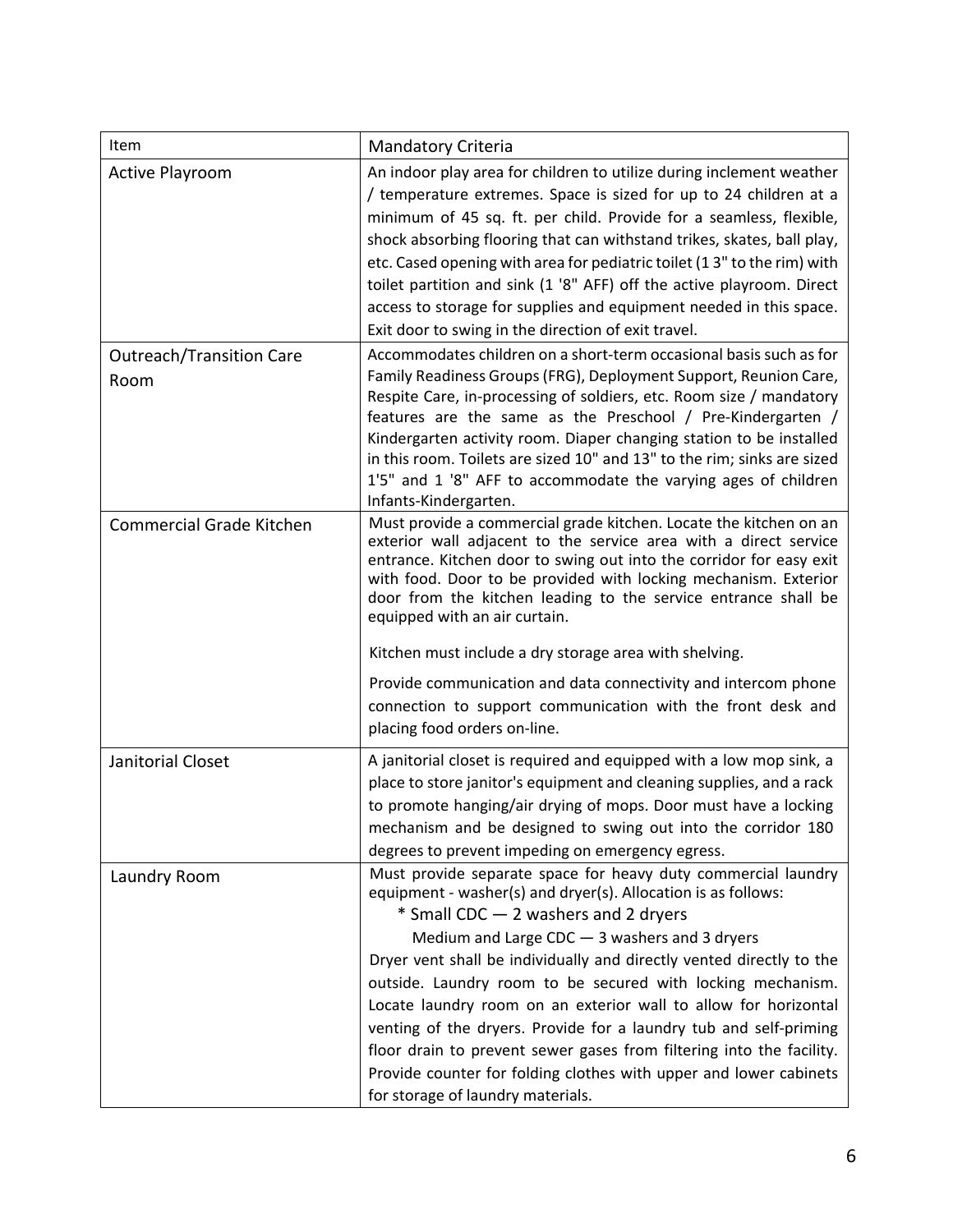| Item | Mandatory Criteria |
|---|---|
| Active Playroom | An indoor play area for children to utilize during inclement weather / temperature extremes. Space is sized for up to 24 children at a minimum of 45 sq. ft. per child. Provide for a seamless, flexible, shock absorbing flooring that can withstand trikes, skates, ball play, etc. Cased opening with area for pediatric toilet (1 3" to the rim) with toilet partition and sink (1 '8" AFF) off the active playroom. Direct access to storage for supplies and equipment needed in this space. Exit door to swing in the direction of exit travel. |
| Outreach/Transition Care Room | Accommodates children on a short-term occasional basis such as for Family Readiness Groups (FRG), Deployment Support, Reunion Care, Respite Care, in-processing of soldiers, etc. Room size / mandatory features are the same as the Preschool / Pre-Kindergarten / Kindergarten activity room. Diaper changing station to be installed in this room. Toilets are sized 10" and 13" to the rim; sinks are sized 1'5" and 1 '8" AFF to accommodate the varying ages of children Infants-Kindergarten. |
| Commercial Grade Kitchen | Must provide a commercial grade kitchen. Locate the kitchen on an exterior wall adjacent to the service area with a direct service entrance. Kitchen door to swing out into the corridor for easy exit with food. Door to be provided with locking mechanism. Exterior door from the kitchen leading to the service entrance shall be equipped with an air curtain.<br><br>Kitchen must include a dry storage area with shelving.<br><br>Provide communication and data connectivity and intercom phone connection to support communication with the front desk and placing food orders on-line. |
| Janitorial Closet | A janitorial closet is required and equipped with a low mop sink, a place to store janitor's equipment and cleaning supplies, and a rack to promote hanging/air drying of mops. Door must have a locking mechanism and be designed to swing out into the corridor 180 degrees to prevent impeding on emergency egress. |
| Laundry Room | Must provide separate space for heavy duty commercial laundry equipment - washer(s) and dryer(s). Allocation is as follows:<br>* Small CDC — 2 washers and 2 dryers<br>Medium and Large CDC — 3 washers and 3 dryers<br>Dryer vent shall be individually and directly vented directly to the outside. Laundry room to be secured with locking mechanism. Locate laundry room on an exterior wall to allow for horizontal venting of the dryers. Provide for a laundry tub and self-priming floor drain to prevent sewer gases from filtering into the facility. Provide counter for folding clothes with upper and lower cabinets for storage of laundry materials. |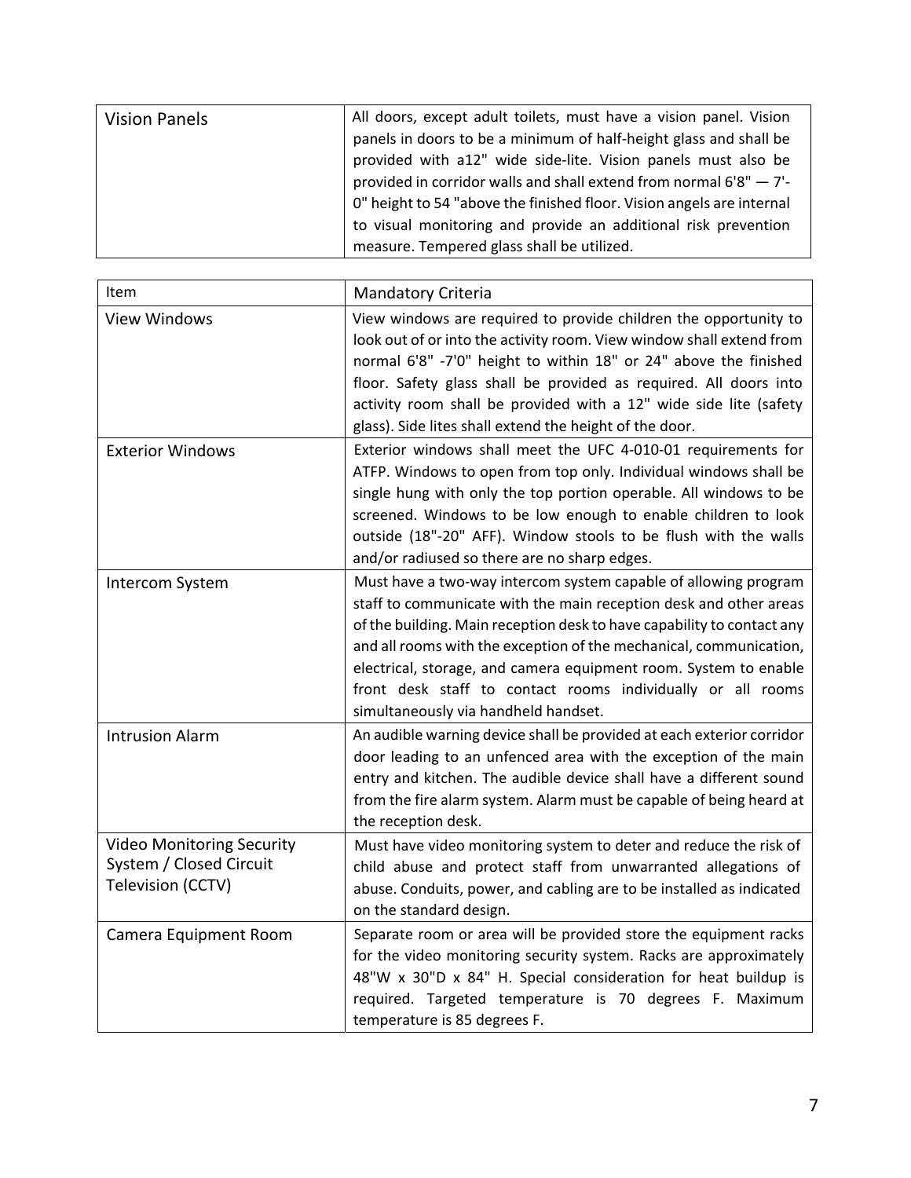| | |
|---|---|
| Vision Panels | All doors, except adult toilets, must have a vision panel. Vision panels in doors to be a minimum of half-height glass and shall be provided with a12" wide side-lite. Vision panels must also be provided in corridor walls and shall extend from normal 6'8" — 7'-0" height to 54 "above the finished floor. Vision angels are internal to visual monitoring and provide an additional risk prevention measure. Tempered glass shall be utilized. |

| Item | Mandatory Criteria |
|---|---|
| View Windows | View windows are required to provide children the opportunity to look out of or into the activity room. View window shall extend from normal 6'8" -7'0" height to within 18" or 24" above the finished floor. Safety glass shall be provided as required. All doors into activity room shall be provided with a 12" wide side lite (safety glass). Side lites shall extend the height of the door. |
| Exterior Windows | Exterior windows shall meet the UFC 4-010-01 requirements for ATFP. Windows to open from top only. Individual windows shall be single hung with only the top portion operable. All windows to be screened. Windows to be low enough to enable children to look outside (18"-20" AFF). Window stools to be flush with the walls and/or radiused so there are no sharp edges. |
| Intercom System | Must have a two-way intercom system capable of allowing program staff to communicate with the main reception desk and other areas of the building. Main reception desk to have capability to contact any and all rooms with the exception of the mechanical, communication, electrical, storage, and camera equipment room. System to enable front desk staff to contact rooms individually or all rooms simultaneously via handheld handset. |
| Intrusion Alarm | An audible warning device shall be provided at each exterior corridor door leading to an unfenced area with the exception of the main entry and kitchen. The audible device shall have a different sound from the fire alarm system. Alarm must be capable of being heard at the reception desk. |
| Video Monitoring Security System / Closed Circuit Television (CCTV) | Must have video monitoring system to deter and reduce the risk of child abuse and protect staff from unwarranted allegations of abuse. Conduits, power, and cabling are to be installed as indicated on the standard design. |
| Camera Equipment Room | Separate room or area will be provided store the equipment racks for the video monitoring security system. Racks are approximately 48"W x 30"D x 84" H. Special consideration for heat buildup is required. Targeted temperature is 70 degrees F. Maximum temperature is 85 degrees F. |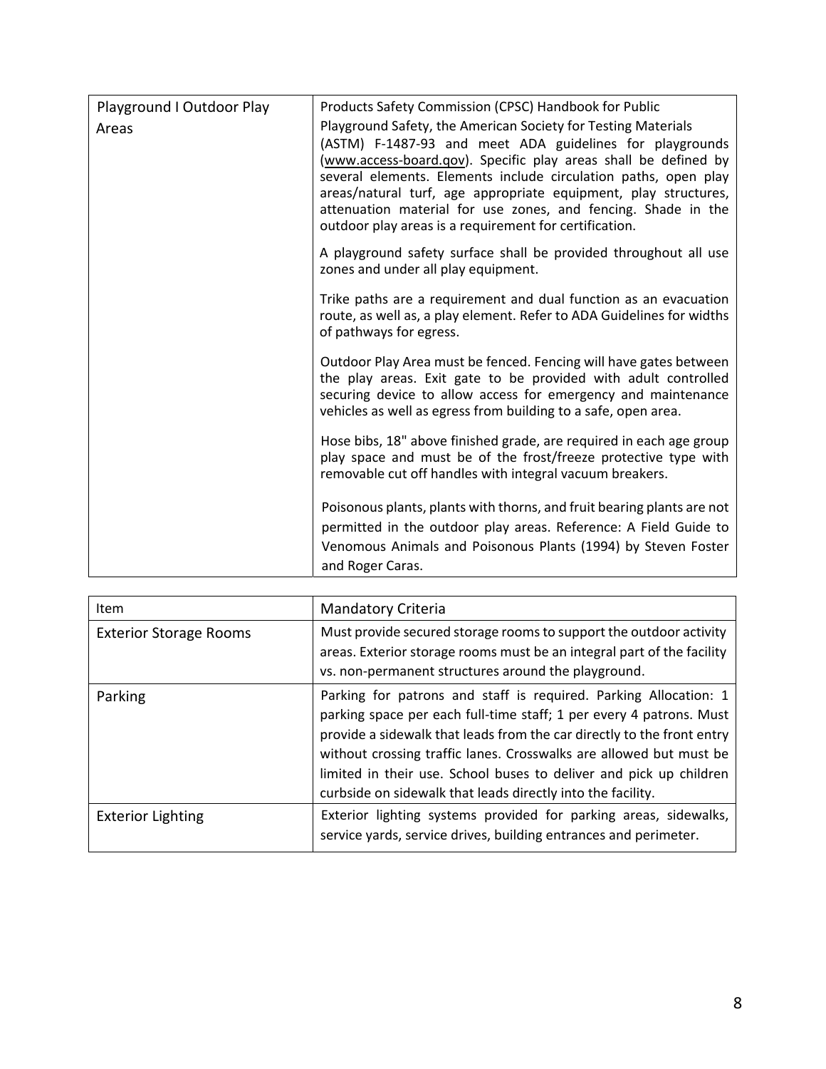| | |
|---|---|
| Playground I Outdoor Play Areas | Products Safety Commission (CPSC) Handbook for Public Playground Safety, the American Society for Testing Materials (ASTM) F-1487-93 and meet ADA guidelines for playgrounds (www.access-board.gov). Specific play areas shall be defined by several elements. Elements include circulation paths, open play areas/natural turf, age appropriate equipment, play structures, attenuation material for use zones, and fencing. Shade in the outdoor play areas is a requirement for certification.<br><br>A playground safety surface shall be provided throughout all use zones and under all play equipment.<br><br>Trike paths are a requirement and dual function as an evacuation route, as well as, a play element. Refer to ADA Guidelines for widths of pathways for egress.<br><br>Outdoor Play Area must be fenced. Fencing will have gates between the play areas. Exit gate to be provided with adult controlled securing device to allow access for emergency and maintenance vehicles as well as egress from building to a safe, open area.<br><br>Hose bibs, 18" above finished grade, are required in each age group play space and must be of the frost/freeze protective type with removable cut off handles with integral vacuum breakers.<br><br>Poisonous plants, plants with thorns, and fruit bearing plants are not permitted in the outdoor play areas. Reference: A Field Guide to Venomous Animals and Poisonous Plants (1994) by Steven Foster and Roger Caras. |

| Item | Mandatory Criteria |
|---|---|
| Exterior Storage Rooms | Must provide secured storage rooms to support the outdoor activity areas. Exterior storage rooms must be an integral part of the facility vs. non-permanent structures around the playground. |
| Parking | Parking for patrons and staff is required. Parking Allocation: 1 parking space per each full-time staff; 1 per every 4 patrons. Must provide a sidewalk that leads from the car directly to the front entry without crossing traffic lanes. Crosswalks are allowed but must be limited in their use. School buses to deliver and pick up children curbside on sidewalk that leads directly into the facility. |
| Exterior Lighting | Exterior lighting systems provided for parking areas, sidewalks, service yards, service drives, building entrances and perimeter. |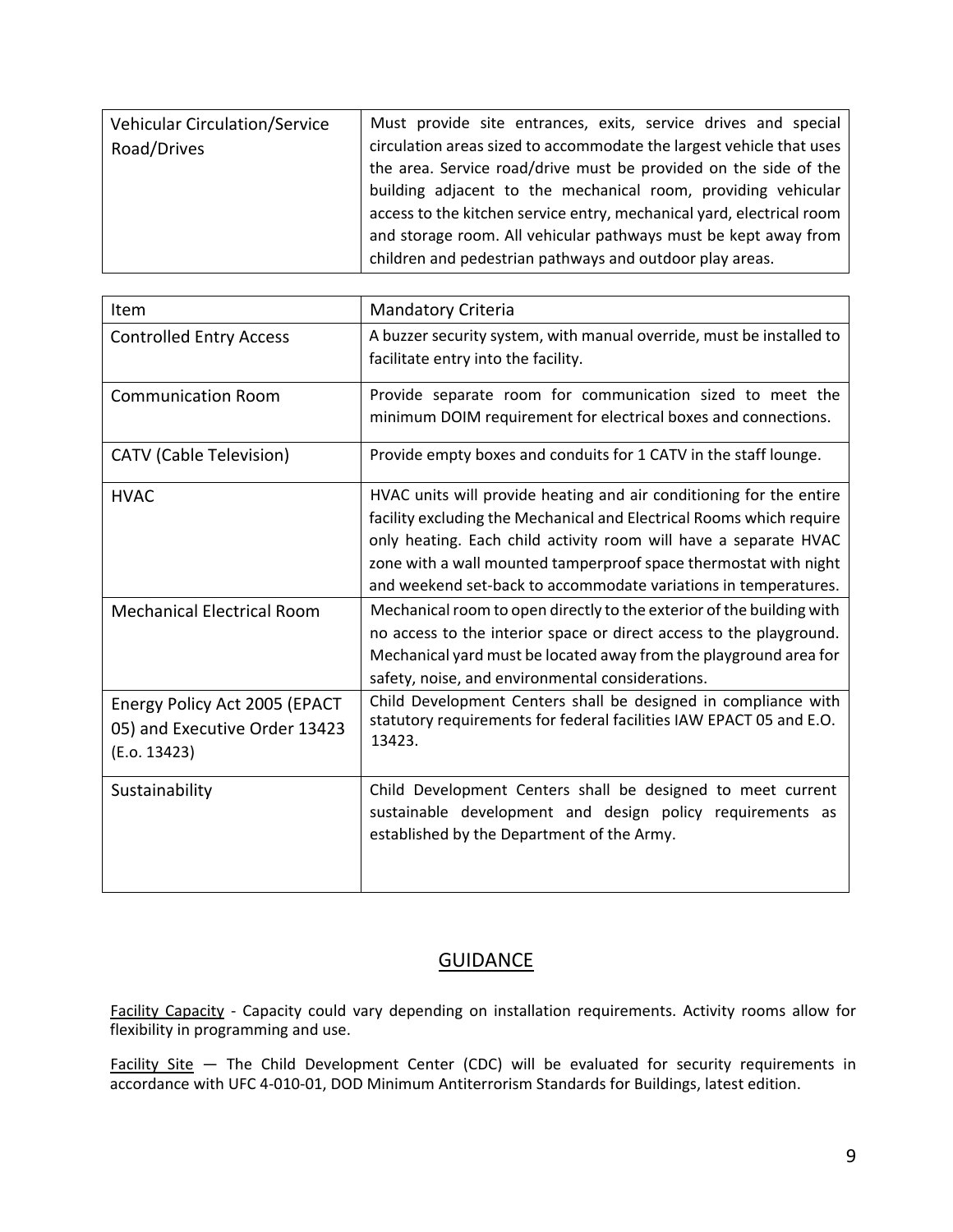| Vehicular Circulation/Service Road/Drives | Must provide site entrances, exits, service drives and special circulation areas sized to accommodate the largest vehicle that uses the area. Service road/drive must be provided on the side of the building adjacent to the mechanical room, providing vehicular access to the kitchen service entry, mechanical yard, electrical room and storage room. All vehicular pathways must be kept away from children and pedestrian pathways and outdoor play areas. |
|---|---|

| Item | Mandatory Criteria |
|---|---|
| Controlled Entry Access | A buzzer security system, with manual override, must be installed to facilitate entry into the facility. |
| Communication Room | Provide separate room for communication sized to meet the minimum DOIM requirement for electrical boxes and connections. |
| CATV (Cable Television) | Provide empty boxes and conduits for 1 CATV in the staff lounge. |
| HVAC | HVAC units will provide heating and air conditioning for the entire facility excluding the Mechanical and Electrical Rooms which require only heating. Each child activity room will have a separate HVAC zone with a wall mounted tamperproof space thermostat with night and weekend set-back to accommodate variations in temperatures. |
| Mechanical Electrical Room | Mechanical room to open directly to the exterior of the building with no access to the interior space or direct access to the playground. Mechanical yard must be located away from the playground area for safety, noise, and environmental considerations. |
| Energy Policy Act 2005 (EPACT 05) and Executive Order 13423 (E.o. 13423) | Child Development Centers shall be designed in compliance with statutory requirements for federal facilities IAW EPACT 05 and E.O. 13423. |
| Sustainability | Child Development Centers shall be designed to meet current sustainable development and design policy requirements as established by the Department of the Army. |

## GUIDANCE

Facility Capacity - Capacity could vary depending on installation requirements. Activity rooms allow for flexibility in programming and use.

Facility Site — The Child Development Center (CDC) will be evaluated for security requirements in accordance with UFC 4-010-01, DOD Minimum Antiterrorism Standards for Buildings, latest edition.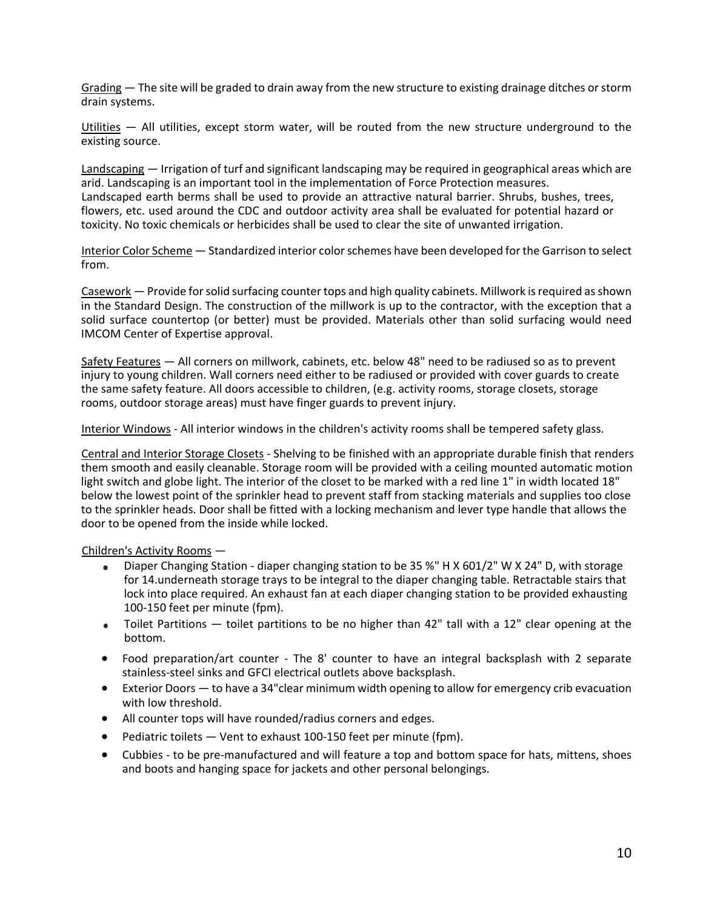Grading — The site will be graded to drain away from the new structure to existing drainage ditches or storm drain systems.

Utilities — All utilities, except storm water, will be routed from the new structure underground to the existing source.

Landscaping — Irrigation of turf and significant landscaping may be required in geographical areas which are arid. Landscaping is an important tool in the implementation of Force Protection measures. Landscaped earth berms shall be used to provide an attractive natural barrier. Shrubs, bushes, trees, flowers, etc. used around the CDC and outdoor activity area shall be evaluated for potential hazard or toxicity. No toxic chemicals or herbicides shall be used to clear the site of unwanted irrigation.

Interior Color Scheme — Standardized interior color schemes have been developed for the Garrison to select from.

Casework — Provide for solid surfacing counter tops and high quality cabinets. Millwork is required as shown in the Standard Design. The construction of the millwork is up to the contractor, with the exception that a solid surface countertop (or better) must be provided. Materials other than solid surfacing would need IMCOM Center of Expertise approval.

Safety Features — All corners on millwork, cabinets, etc. below 48" need to be radiused so as to prevent injury to young children. Wall corners need either to be radiused or provided with cover guards to create the same safety feature. All doors accessible to children, (e.g. activity rooms, storage closets, storage rooms, outdoor storage areas) must have finger guards to prevent injury.

Interior Windows - All interior windows in the children's activity rooms shall be tempered safety glass.

Central and Interior Storage Closets - Shelving to be finished with an appropriate durable finish that renders them smooth and easily cleanable. Storage room will be provided with a ceiling mounted automatic motion light switch and globe light. The interior of the closet to be marked with a red line 1" in width located 18" below the lowest point of the sprinkler head to prevent staff from stacking materials and supplies too close to the sprinkler heads. Door shall be fitted with a locking mechanism and lever type handle that allows the door to be opened from the inside while locked.

Children's Activity Rooms —

- Diaper Changing Station - diaper changing station to be 35 %" H X 601/2" W X 24" D, with storage for 14.underneath storage trays to be integral to the diaper changing table. Retractable stairs that lock into place required. An exhaust fan at each diaper changing station to be provided exhausting 100-150 feet per minute (fpm).
- Toilet Partitions — toilet partitions to be no higher than 42" tall with a 12" clear opening at the bottom.
- Food preparation/art counter - The 8' counter to have an integral backsplash with 2 separate stainless-steel sinks and GFCI electrical outlets above backsplash.
- Exterior Doors — to have a 34"clear minimum width opening to allow for emergency crib evacuation with low threshold.
- All counter tops will have rounded/radius corners and edges.
- Pediatric toilets — Vent to exhaust 100-150 feet per minute (fpm).
- Cubbies - to be pre-manufactured and will feature a top and bottom space for hats, mittens, shoes and boots and hanging space for jackets and other personal belongings.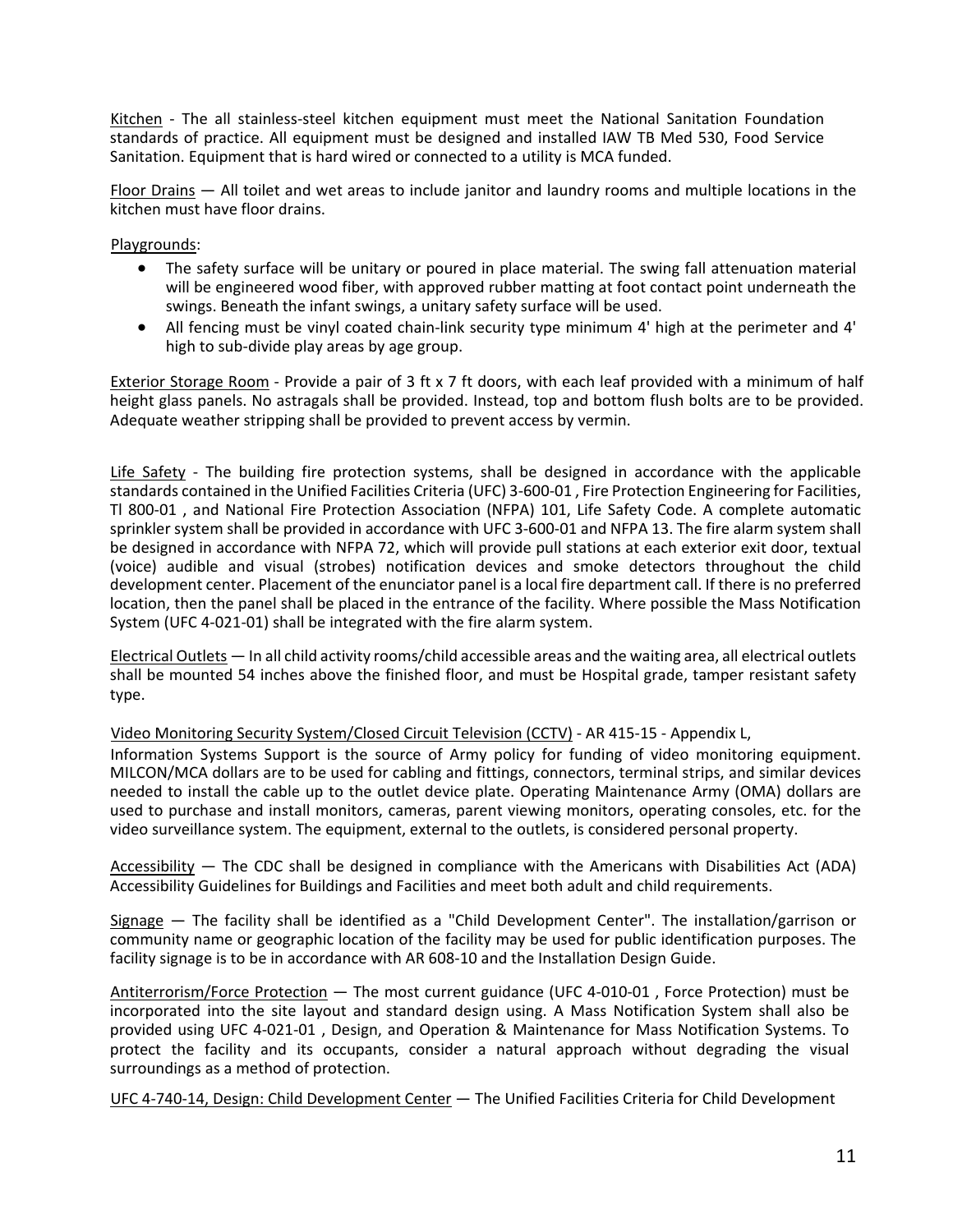Kitchen - The all stainless-steel kitchen equipment must meet the National Sanitation Foundation standards of practice. All equipment must be designed and installed IAW TB Med 530, Food Service Sanitation. Equipment that is hard wired or connected to a utility is MCA funded.

Floor Drains — All toilet and wet areas to include janitor and laundry rooms and multiple locations in the kitchen must have floor drains.

Playgrounds:

- The safety surface will be unitary or poured in place material. The swing fall attenuation material will be engineered wood fiber, with approved rubber matting at foot contact point underneath the swings. Beneath the infant swings, a unitary safety surface will be used.
- All fencing must be vinyl coated chain-link security type minimum 4' high at the perimeter and 4' high to sub-divide play areas by age group.

Exterior Storage Room - Provide a pair of 3 ft x 7 ft doors, with each leaf provided with a minimum of half height glass panels. No astragals shall be provided. Instead, top and bottom flush bolts are to be provided. Adequate weather stripping shall be provided to prevent access by vermin.

Life Safety - The building fire protection systems, shall be designed in accordance with the applicable standards contained in the Unified Facilities Criteria (UFC) 3-600-01 , Fire Protection Engineering for Facilities, Tl 800-01 , and National Fire Protection Association (NFPA) 101, Life Safety Code. A complete automatic sprinkler system shall be provided in accordance with UFC 3-600-01 and NFPA 13. The fire alarm system shall be designed in accordance with NFPA 72, which will provide pull stations at each exterior exit door, textual (voice) audible and visual (strobes) notification devices and smoke detectors throughout the child development center. Placement of the enunciator panel is a local fire department call. If there is no preferred location, then the panel shall be placed in the entrance of the facility. Where possible the Mass Notification System (UFC 4-021-01) shall be integrated with the fire alarm system.

Electrical Outlets — In all child activity rooms/child accessible areas and the waiting area, all electrical outlets shall be mounted 54 inches above the finished floor, and must be Hospital grade, tamper resistant safety type.

Video Monitoring Security System/Closed Circuit Television (CCTV) - AR 415-15 - Appendix L, Information Systems Support is the source of Army policy for funding of video monitoring equipment. MILCON/MCA dollars are to be used for cabling and fittings, connectors, terminal strips, and similar devices needed to install the cable up to the outlet device plate. Operating Maintenance Army (OMA) dollars are used to purchase and install monitors, cameras, parent viewing monitors, operating consoles, etc. for the video surveillance system. The equipment, external to the outlets, is considered personal property.

Accessibility — The CDC shall be designed in compliance with the Americans with Disabilities Act (ADA) Accessibility Guidelines for Buildings and Facilities and meet both adult and child requirements.

Signage — The facility shall be identified as a "Child Development Center". The installation/garrison or community name or geographic location of the facility may be used for public identification purposes. The facility signage is to be in accordance with AR 608-10 and the Installation Design Guide.

Antiterrorism/Force Protection — The most current guidance (UFC 4-010-01 , Force Protection) must be incorporated into the site layout and standard design using. A Mass Notification System shall also be provided using UFC 4-021-01 , Design, and Operation & Maintenance for Mass Notification Systems. To protect the facility and its occupants, consider a natural approach without degrading the visual surroundings as a method of protection.

UFC 4-740-14, Design: Child Development Center — The Unified Facilities Criteria for Child Development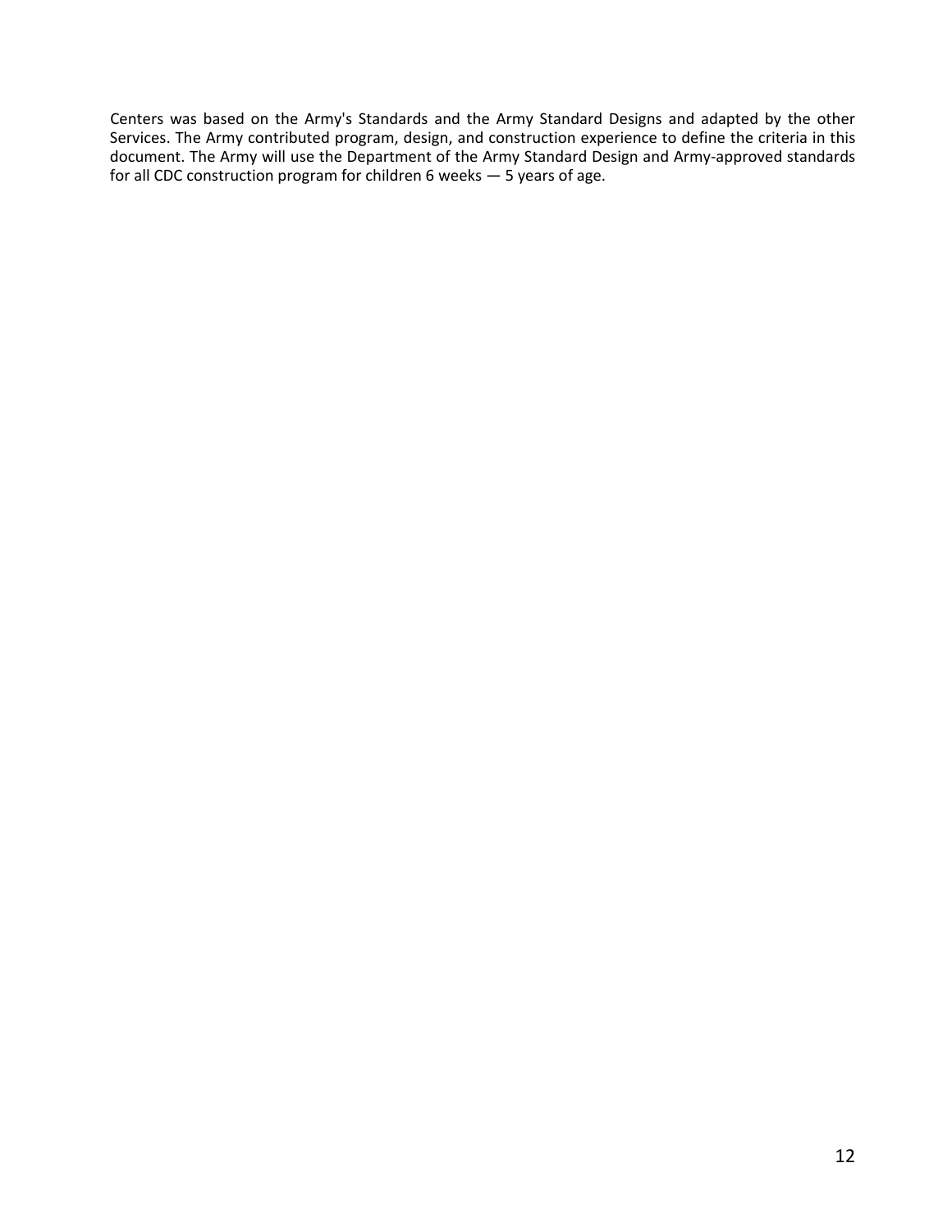Centers was based on the Army's Standards and the Army Standard Designs and adapted by the other Services. The Army contributed program, design, and construction experience to define the criteria in this document. The Army will use the Department of the Army Standard Design and Army-approved standards for all CDC construction program for children 6 weeks — 5 years of age.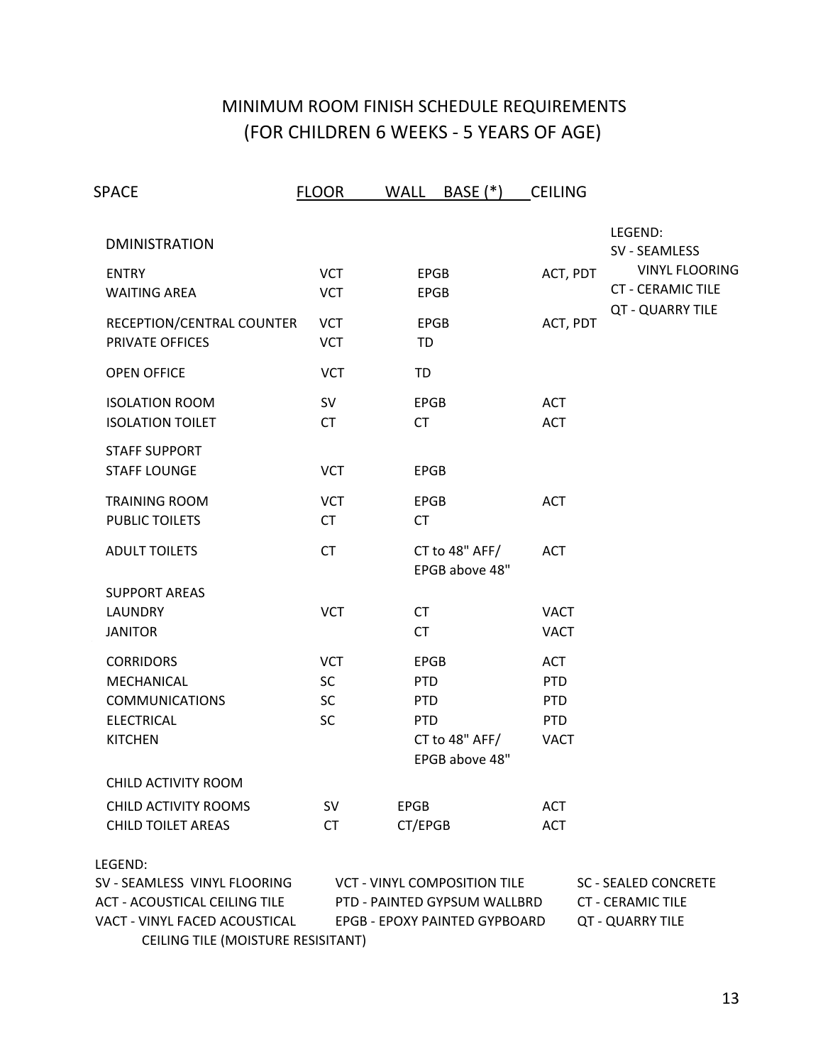# MINIMUM ROOM FINISH SCHEDULE REQUIREMENTS
## (FOR CHILDREN 6 WEEKS - 5 YEARS OF AGE)

LEGEND:
SV - SEAMLESS VINYL FLOORING
CT - CERAMIC TILE
QT - QUARRY TILE

| SPACE | FLOOR | WALL BASE (*) | CEILING |
|---|---|---|---|
| DMINISTRATION | | | |
| ENTRY | VCT | EPGB | ACT, PDT |
| WAITING AREA | VCT | EPGB | |
| RECEPTION/CENTRAL COUNTER | VCT | EPGB | ACT, PDT |
| PRIVATE OFFICES | VCT | TD | |
| OPEN OFFICE | VCT | TD | |
| ISOLATION ROOM | SV | EPGB | ACT |
| ISOLATION TOILET | CT | CT | ACT |
| STAFF SUPPORT | | | |
| STAFF LOUNGE | VCT | EPGB | |
| TRAINING ROOM | VCT | EPGB | ACT |
| PUBLIC TOILETS | CT | CT | |
| ADULT TOILETS | CT | CT to 48" AFF/ EPGB above 48" | ACT |
| SUPPORT AREAS | | | |
| LAUNDRY | VCT | CT | VACT |
| JANITOR | | CT | VACT |
| CORRIDORS | VCT | EPGB | ACT |
| MECHANICAL | SC | PTD | PTD |
| COMMUNICATIONS | SC | PTD | PTD |
| ELECTRICAL | SC | PTD | PTD |
| KITCHEN | | CT to 48" AFF/ EPGB above 48" | VACT |
| CHILD ACTIVITY ROOM | | | |
| CHILD ACTIVITY ROOMS | SV | EPGB | ACT |
| CHILD TOILET AREAS | CT | CT/EPGB | ACT |

LEGEND:

| | | |
|---|---|---|
| SV - SEAMLESS VINYL FLOORING | VCT - VINYL COMPOSITION TILE | SC - SEALED CONCRETE |
| ACT - ACOUSTICAL CEILING TILE | PTD - PAINTED GYPSUM WALLBRD | CT - CERAMIC TILE |
| VACT - VINYL FACED ACOUSTICAL CEILING TILE (MOISTURE RESISITANT) | EPGB - EPOXY PAINTED GYPBOARD | QT - QUARRY TILE |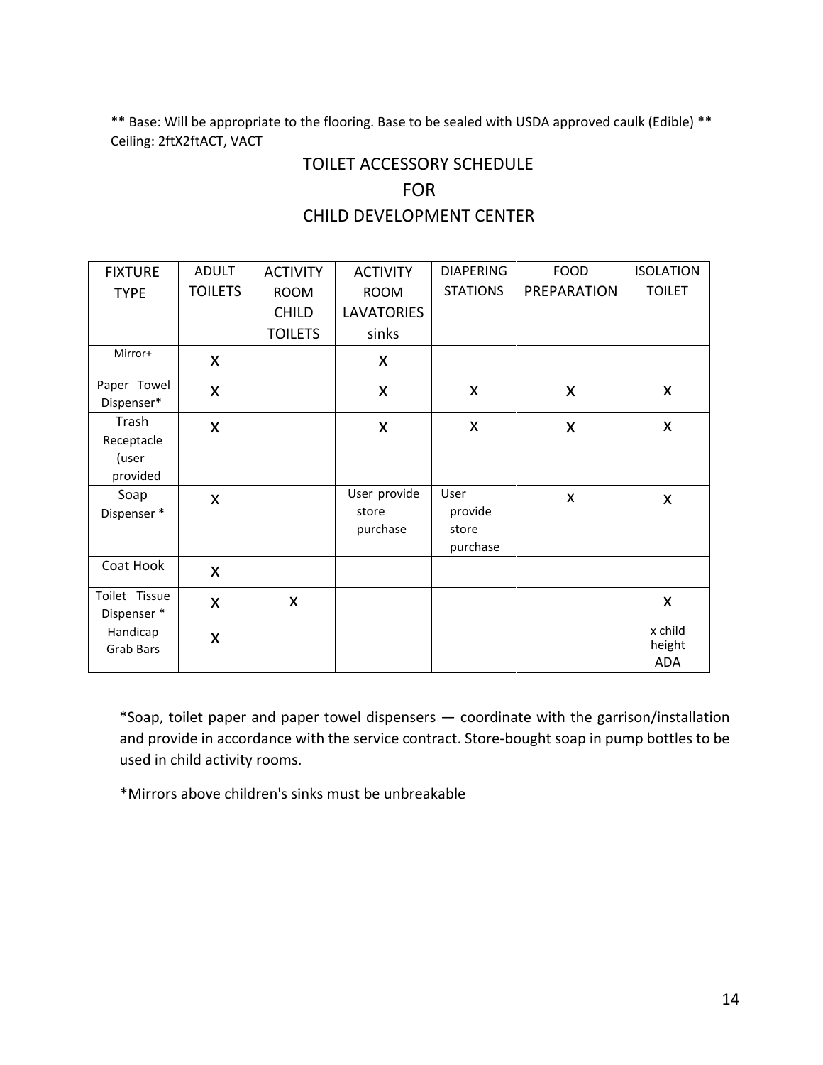** Base: Will be appropriate to the flooring. Base to be sealed with USDA approved caulk (Edible) ** Ceiling: 2ftX2ftACT, VACT

# TOILET ACCESSORY SCHEDULE
# FOR
# CHILD DEVELOPMENT CENTER

| FIXTURE TYPE | ADULT TOILETS | ACTIVITY ROOM CHILD TOILETS | ACTIVITY ROOM LAVATORIES sinks | DIAPERING STATIONS | FOOD PREPARATION | ISOLATION TOILET |
|---|---|---|---|---|---|---|
| Mirror+ | X | | X | | | |
| Paper Towel Dispenser* | X | | X | X | X | X |
| Trash Receptacle (user provided | X | | X | X | X | X |
| Soap Dispenser * | X | | User provide store purchase | User provide store purchase | x | X |
| Coat Hook | X | | | | | |
| Toilet Tissue Dispenser * | X | X | | | | X |
| Handicap Grab Bars | X | | | | | x child height ADA |

*Soap, toilet paper and paper towel dispensers — coordinate with the garrison/installation and provide in accordance with the service contract. Store-bought soap in pump bottles to be used in child activity rooms.

*Mirrors above children's sinks must be unbreakable